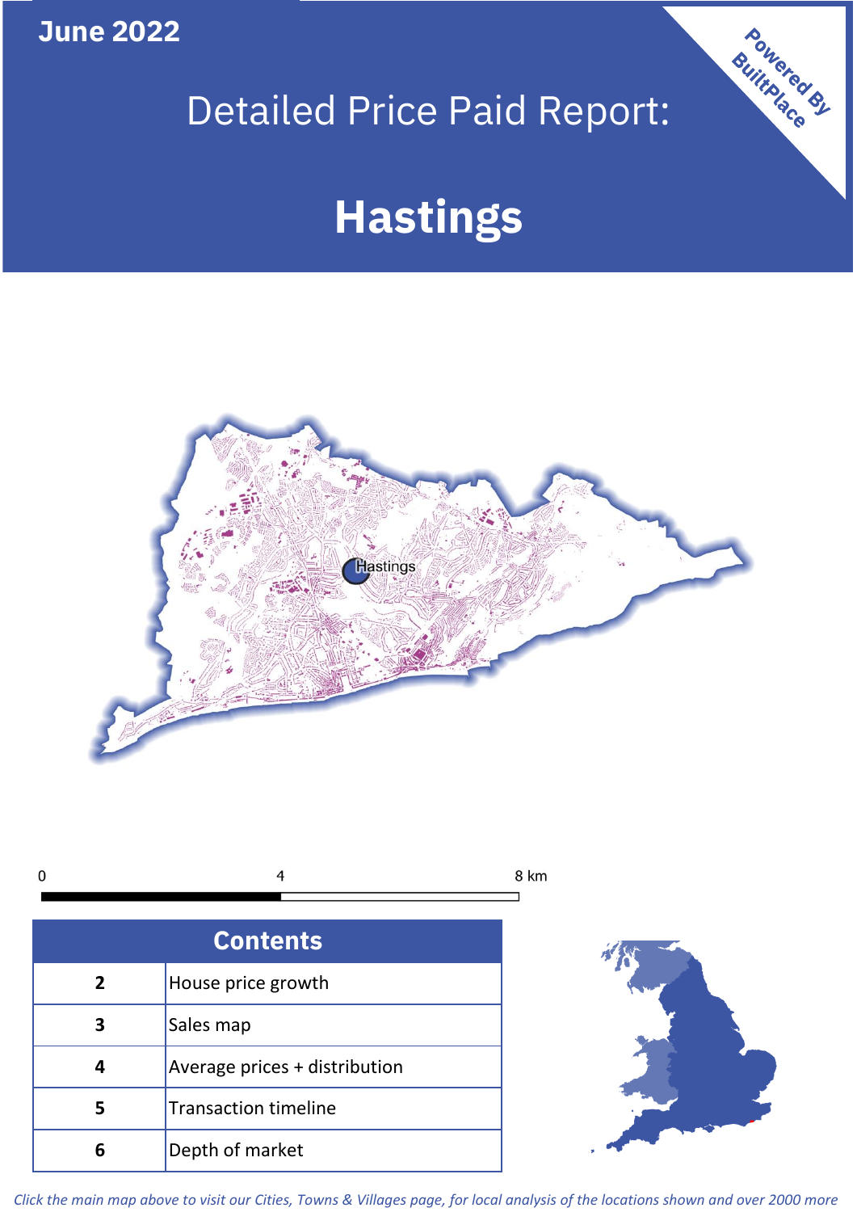June 2022

# Detailed Price Paid Report:

# Hastings

Powered By BuiltPlace

Hastings

0 4 8 km

| Contents | |
|---|---|
| 2 | House price growth |
| 3 | Sales map |
| 4 | Average prices + distribution |
| 5 | Transaction timeline |
| 6 | Depth of market |

*Click the main map above to visit our Cities, Towns & Villages page, for local analysis of the locations shown and over 2000 more*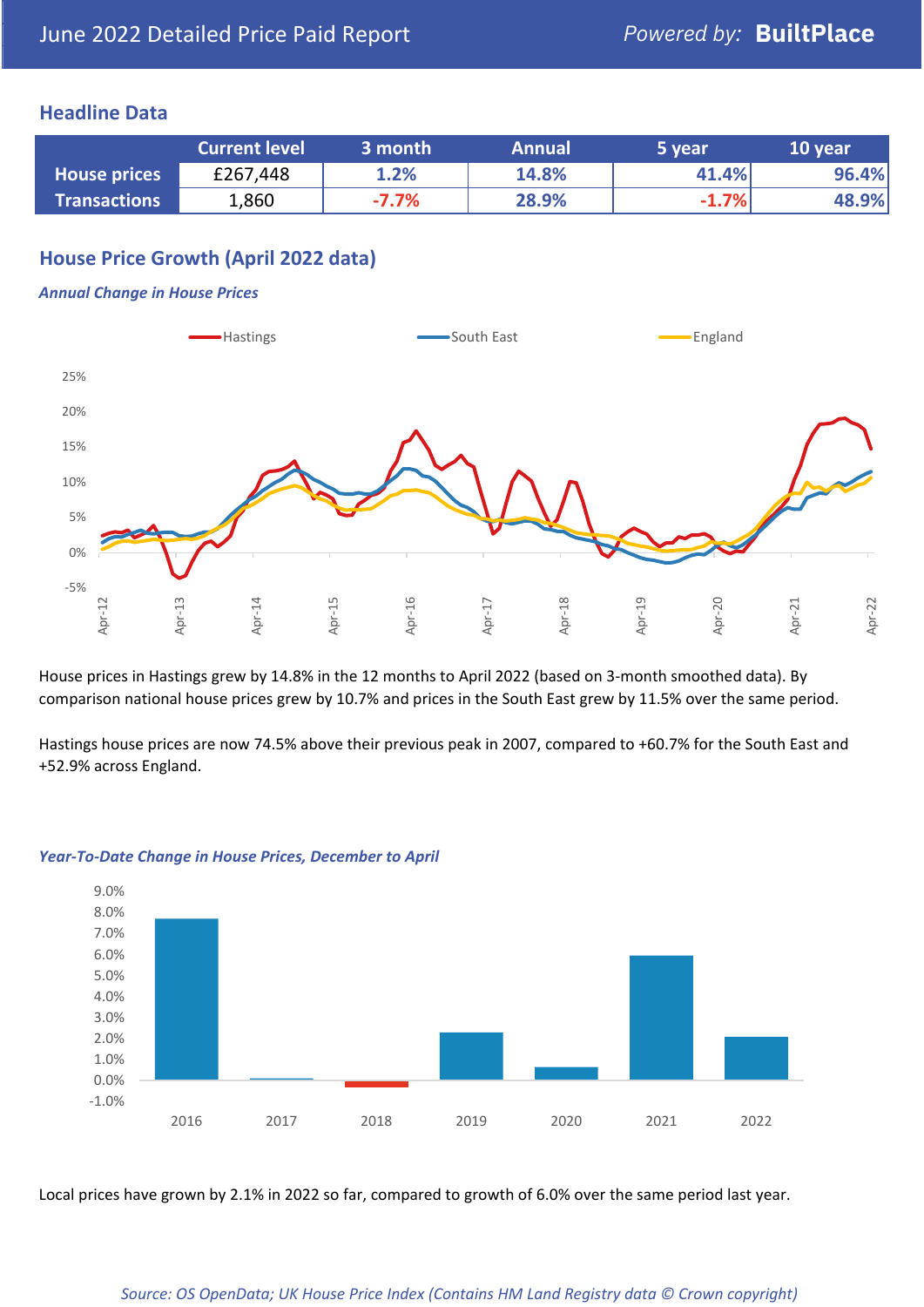# June 2022 Detailed Price Paid Report

*Powered by:* **BuiltPlace**

## Headline Data

| | Current level | 3 month | Annual | 5 year | 10 year |
|---|---|---|---|---|---|
| **House prices** | £267,448 | 1.2% | 14.8% | 41.4% | 96.4% |
| **Transactions** | 1,860 | -7.7% | 28.9% | -1.7% | 48.9% |

## House Price Growth (April 2022 data)

### *Annual Change in House Prices*

House prices in Hastings grew by 14.8% in the 12 months to April 2022 (based on 3-month smoothed data). By comparison national house prices grew by 10.7% and prices in the South East grew by 11.5% over the same period.

Hastings house prices are now 74.5% above their previous peak in 2007, compared to +60.7% for the South East and +52.9% across England.

### *Year-To-Date Change in House Prices, December to April*

Local prices have grown by 2.1% in 2022 so far, compared to growth of 6.0% over the same period last year.

*Source: OS OpenData; UK House Price Index (Contains HM Land Registry data © Crown copyright)*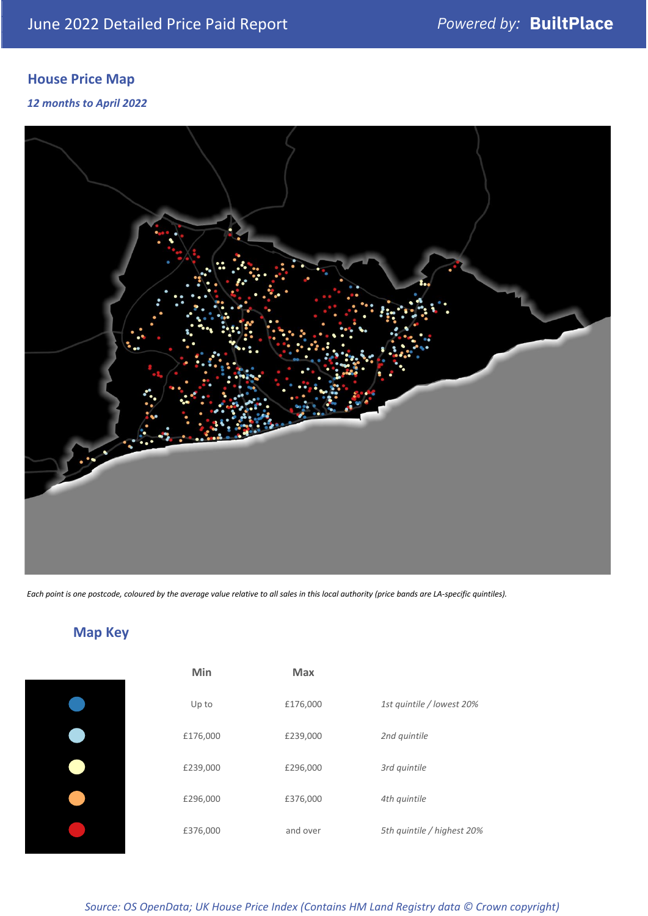# June 2022 Detailed Price Paid Report

*Powered by:* **BuiltPlace**

## House Price Map

***12 months to April 2022***

*Each point is one postcode, coloured by the average value relative to all sales in this local authority (price bands are LA-specific quintiles).*

## Map Key

| Colour | Min | Max | |
|---|---|---|---|
| Dark blue | Up to | £176,000 | *1st quintile / lowest 20%* |
| Light blue | £176,000 | £239,000 | *2nd quintile* |
| Pale yellow | £239,000 | £296,000 | *3rd quintile* |
| Orange | £296,000 | £376,000 | *4th quintile* |
| Red | £376,000 | and over | *5th quintile / highest 20%* |

*Source: OS OpenData; UK House Price Index (Contains HM Land Registry data © Crown copyright)*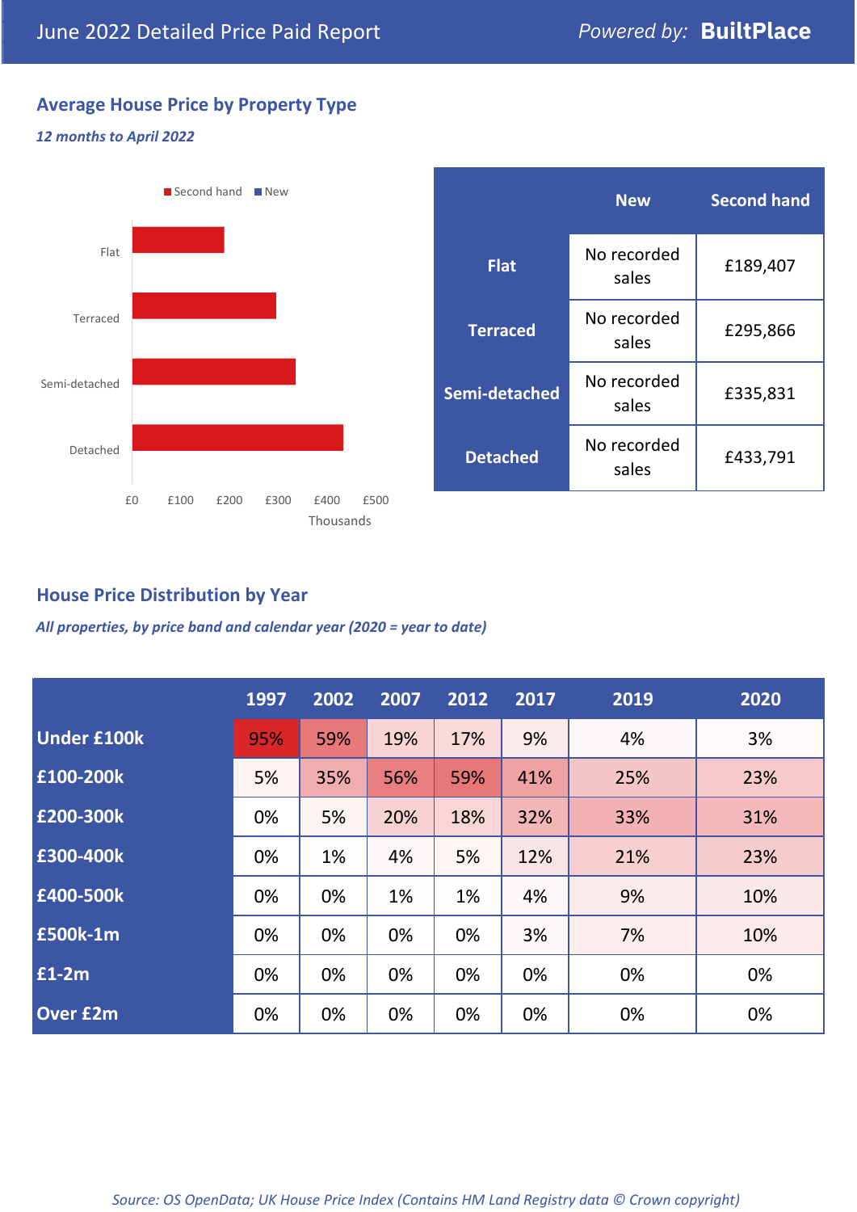## June 2022 Detailed Price Paid Report

Powered by: **BuiltPlace**

### Average House Price by Property Type

*12 months to April 2022*

Second hand | New

Flat

Terraced

Semi-detached

Detached

£0 £100 £200 £300 £400 £500

Thousands

| | New | Second hand |
|---|---|---|
| **Flat** | No recorded sales | £189,407 |
| **Terraced** | No recorded sales | £295,866 |
| **Semi-detached** | No recorded sales | £335,831 |
| **Detached** | No recorded sales | £433,791 |

### House Price Distribution by Year

*All properties, by price band and calendar year (2020 = year to date)*

| | 1997 | 2002 | 2007 | 2012 | 2017 | 2019 | 2020 |
|---|---|---|---|---|---|---|---|
| **Under £100k** | 95% | 59% | 19% | 17% | 9% | 4% | 3% |
| **£100-200k** | 5% | 35% | 56% | 59% | 41% | 25% | 23% |
| **£200-300k** | 0% | 5% | 20% | 18% | 32% | 33% | 31% |
| **£300-400k** | 0% | 1% | 4% | 5% | 12% | 21% | 23% |
| **£400-500k** | 0% | 0% | 1% | 1% | 4% | 9% | 10% |
| **£500k-1m** | 0% | 0% | 0% | 0% | 3% | 7% | 10% |
| **£1-2m** | 0% | 0% | 0% | 0% | 0% | 0% | 0% |
| **Over £2m** | 0% | 0% | 0% | 0% | 0% | 0% | 0% |

*Source: OS OpenData; UK House Price Index (Contains HM Land Registry data © Crown copyright)*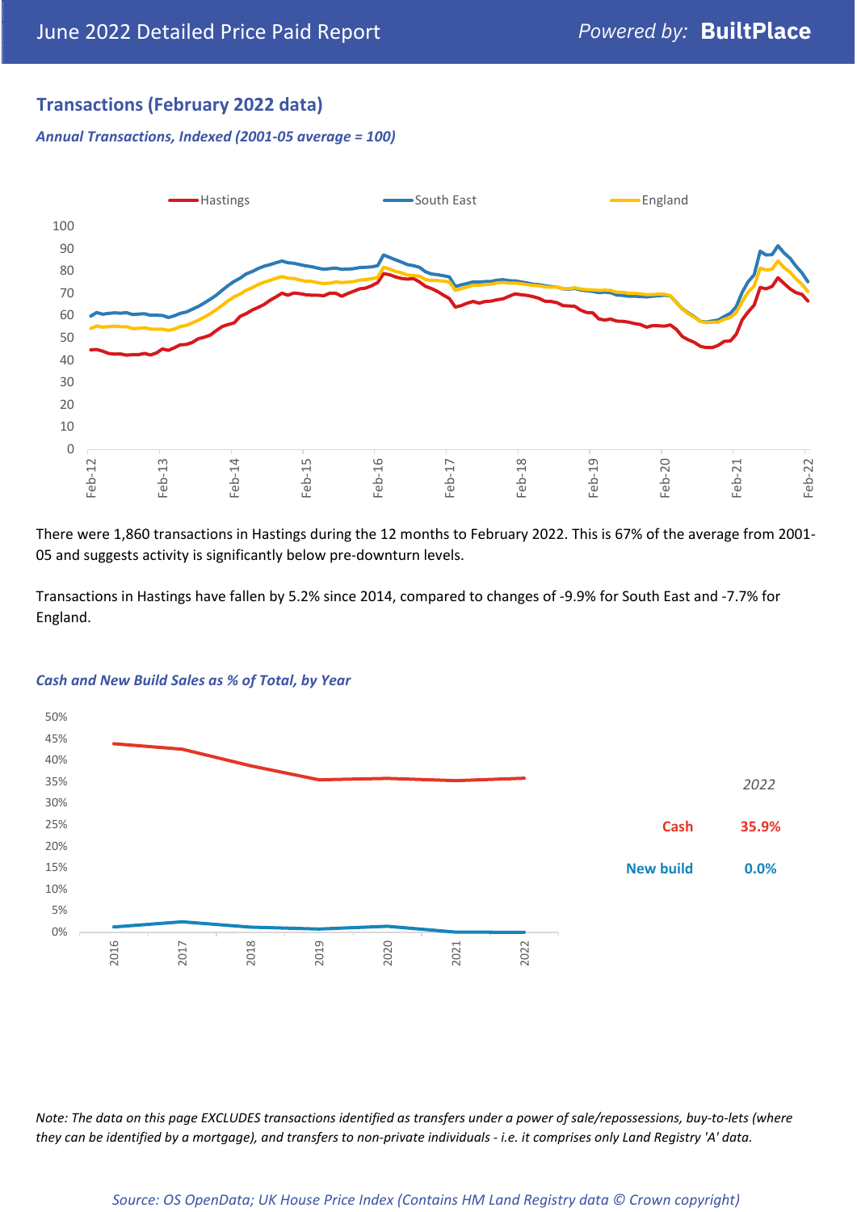## Transactions (February 2022 data)

*Annual Transactions, Indexed (2001-05 average = 100)*

There were 1,860 transactions in Hastings during the 12 months to February 2022. This is 67% of the average from 2001-05 and suggests activity is significantly below pre-downturn levels.

Transactions in Hastings have fallen by 5.2% since 2014, compared to changes of -9.9% for South East and -7.7% for England.

*Cash and New Build Sales as % of Total, by Year*

| 2022 | |
|---|---|
| Cash | 35.9% |
| New build | 0.0% |

*Note: The data on this page EXCLUDES transactions identified as transfers under a power of sale/repossessions, buy-to-lets (where they can be identified by a mortgage), and transfers to non-private individuals - i.e. it comprises only Land Registry 'A' data.*

*Source: OS OpenData; UK House Price Index (Contains HM Land Registry data © Crown copyright)*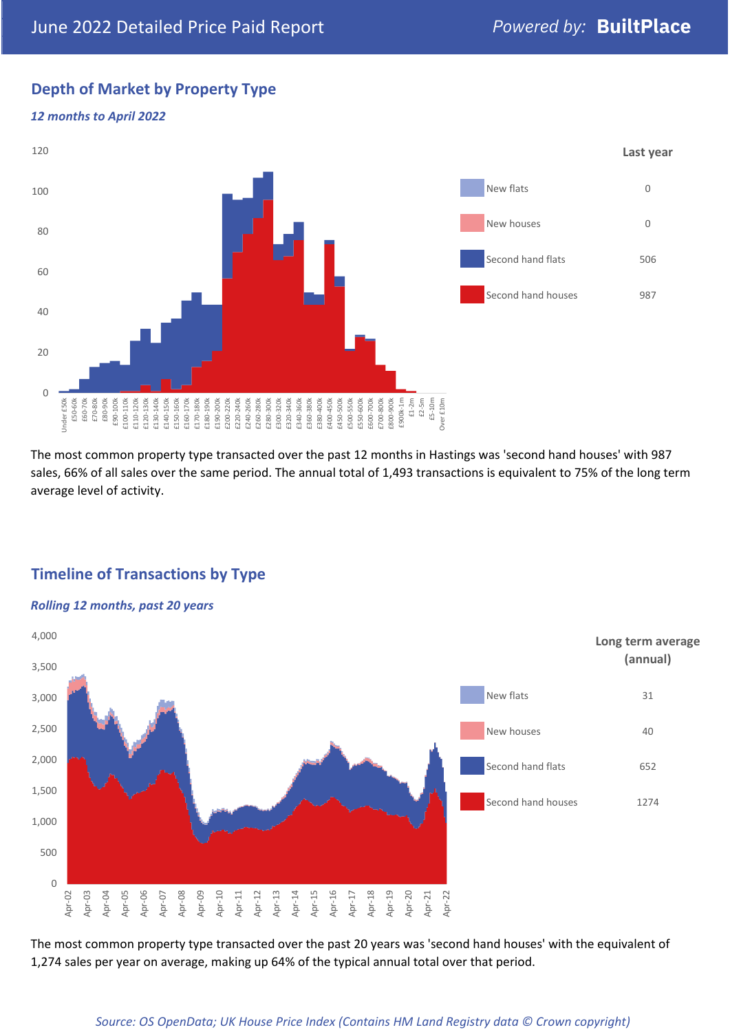June 2022 Detailed Price Paid Report

*Powered by:* **BuiltPlace**

## Depth of Market by Property Type

*12 months to April 2022*

120
100
80
60
40
20
0

Under £50k, £50-60k, £60-70k, £70-80k, £80-90k, £90-100k, £100-110k, £110-120k, £120-130k, £130-140k, £140-150k, £150-160k, £160-170k, £170-180k, £180-190k, £190-200k, £200-220k, £220-240k, £240-260k, £260-280k, £280-300k, £300-320k, £320-340k, £340-360k, £360-380k, £380-400k, £400-450k, £450-500k, £500-550k, £550-600k, £600-700k, £700-800k, £800-900k, £900k-1m, £1-2m, £2-5m, £5-10m, Over £10m

**Last year**

New flats 0

New houses 0

Second hand flats 506

Second hand houses 987

The most common property type transacted over the past 12 months in Hastings was 'second hand houses' with 987 sales, 66% of all sales over the same period. The annual total of 1,493 transactions is equivalent to 75% of the long term average level of activity.

## Timeline of Transactions by Type

*Rolling 12 months, past 20 years*

4,000
3,500
3,000
2,500
2,000
1,500
1,000
500
0

Apr-02, Apr-03, Apr-04, Apr-05, Apr-06, Apr-07, Apr-08, Apr-09, Apr-10, Apr-11, Apr-12, Apr-13, Apr-14, Apr-15, Apr-16, Apr-17, Apr-18, Apr-19, Apr-20, Apr-21, Apr-22

**Long term average (annual)**

New flats 31

New houses 40

Second hand flats 652

Second hand houses 1274

The most common property type transacted over the past 20 years was 'second hand houses' with the equivalent of 1,274 sales per year on average, making up 64% of the typical annual total over that period.

*Source: OS OpenData; UK House Price Index (Contains HM Land Registry data © Crown copyright)*